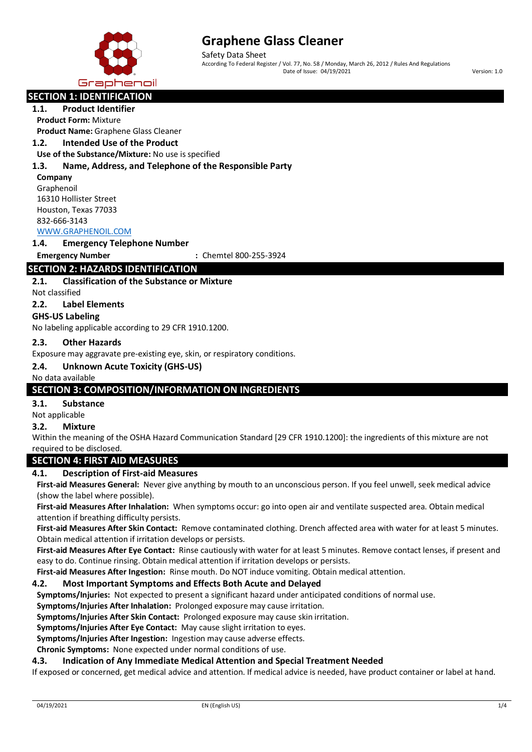# Graphene Glass Cleaner

Safety Data Sheet

According To Federal Register / Vol. 77, No. 58 / Monday, March 26, 2012 / Rules And Regulations

Date of Issue: 04/19/2021 Version: 1.0

## SECTION 1: IDENTIFICATION

### 1.1. Product Identifier

**Product Form:** Mixture

**Product Name:** Graphene Glass Cleaner

### 1.2. Intended Use of the Product

**Use of the Substance/Mixture:** No use is specified

### 1.3. Name, Address, and Telephone of the Responsible Party

**Company**

Graphenoil
16310 Hollister Street
Houston, Texas 77033
832-666-3143
WWW.GRAPHENOIL.COM

### 1.4. Emergency Telephone Number

**Emergency Number** : Chemtel 800-255-3924

## SECTION 2: HAZARDS IDENTIFICATION

### 2.1. Classification of the Substance or Mixture

Not classified

### 2.2. Label Elements

**GHS-US Labeling**

No labeling applicable according to 29 CFR 1910.1200.

### 2.3. Other Hazards

Exposure may aggravate pre-existing eye, skin, or respiratory conditions.

### 2.4. Unknown Acute Toxicity (GHS-US)

No data available

## SECTION 3: COMPOSITION/INFORMATION ON INGREDIENTS

### 3.1. Substance

Not applicable

### 3.2. Mixture

Within the meaning of the OSHA Hazard Communication Standard [29 CFR 1910.1200]: the ingredients of this mixture are not required to be disclosed.

## SECTION 4: FIRST AID MEASURES

### 4.1. Description of First-aid Measures

**First-aid Measures General:** Never give anything by mouth to an unconscious person. If you feel unwell, seek medical advice (show the label where possible).

**First-aid Measures After Inhalation:** When symptoms occur: go into open air and ventilate suspected area. Obtain medical attention if breathing difficulty persists.

**First-aid Measures After Skin Contact:** Remove contaminated clothing. Drench affected area with water for at least 5 minutes. Obtain medical attention if irritation develops or persists.

**First-aid Measures After Eye Contact:** Rinse cautiously with water for at least 5 minutes. Remove contact lenses, if present and easy to do. Continue rinsing. Obtain medical attention if irritation develops or persists.

**First-aid Measures After Ingestion:** Rinse mouth. Do NOT induce vomiting. Obtain medical attention.

### 4.2. Most Important Symptoms and Effects Both Acute and Delayed

**Symptoms/Injuries:** Not expected to present a significant hazard under anticipated conditions of normal use.

**Symptoms/Injuries After Inhalation:** Prolonged exposure may cause irritation.

**Symptoms/Injuries After Skin Contact:** Prolonged exposure may cause skin irritation.

**Symptoms/Injuries After Eye Contact:** May cause slight irritation to eyes.

**Symptoms/Injuries After Ingestion:** Ingestion may cause adverse effects.

**Chronic Symptoms:** None expected under normal conditions of use.

### 4.3. Indication of Any Immediate Medical Attention and Special Treatment Needed

If exposed or concerned, get medical advice and attention. If medical advice is needed, have product container or label at hand.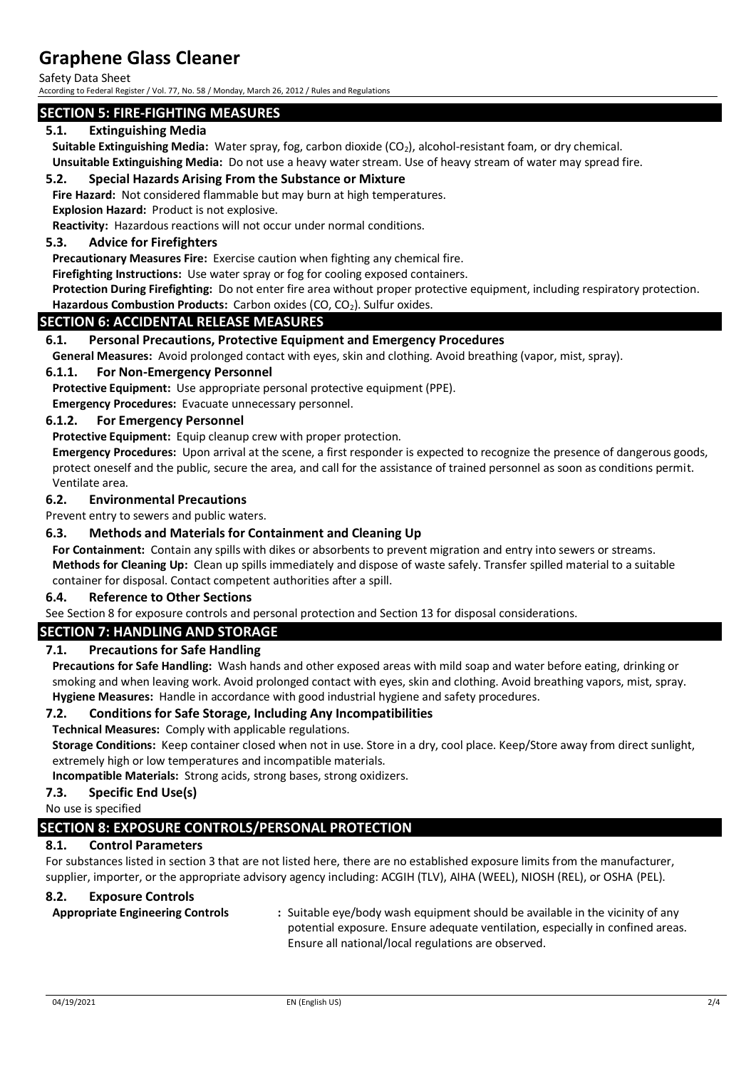## SECTION 5: FIRE-FIGHTING MEASURES

### 5.1. Extinguishing Media

**Suitable Extinguishing Media:** Water spray, fog, carbon dioxide ($CO_2$), alcohol-resistant foam, or dry chemical.

**Unsuitable Extinguishing Media:** Do not use a heavy water stream. Use of heavy stream of water may spread fire.

### 5.2. Special Hazards Arising From the Substance or Mixture

**Fire Hazard:** Not considered flammable but may burn at high temperatures.

**Explosion Hazard:** Product is not explosive.

**Reactivity:** Hazardous reactions will not occur under normal conditions.

### 5.3. Advice for Firefighters

**Precautionary Measures Fire:** Exercise caution when fighting any chemical fire.

**Firefighting Instructions:** Use water spray or fog for cooling exposed containers.

**Protection During Firefighting:** Do not enter fire area without proper protective equipment, including respiratory protection.

**Hazardous Combustion Products:** Carbon oxides (CO, $CO_2$). Sulfur oxides.

## SECTION 6: ACCIDENTAL RELEASE MEASURES

### 6.1. Personal Precautions, Protective Equipment and Emergency Procedures

**General Measures:** Avoid prolonged contact with eyes, skin and clothing. Avoid breathing (vapor, mist, spray).

#### 6.1.1. For Non-Emergency Personnel

**Protective Equipment:** Use appropriate personal protective equipment (PPE).

**Emergency Procedures:** Evacuate unnecessary personnel.

#### 6.1.2. For Emergency Personnel

**Protective Equipment:** Equip cleanup crew with proper protection.

**Emergency Procedures:** Upon arrival at the scene, a first responder is expected to recognize the presence of dangerous goods, protect oneself and the public, secure the area, and call for the assistance of trained personnel as soon as conditions permit. Ventilate area.

### 6.2. Environmental Precautions

Prevent entry to sewers and public waters.

### 6.3. Methods and Materials for Containment and Cleaning Up

**For Containment:** Contain any spills with dikes or absorbents to prevent migration and entry into sewers or streams.

**Methods for Cleaning Up:** Clean up spills immediately and dispose of waste safely. Transfer spilled material to a suitable container for disposal. Contact competent authorities after a spill.

### 6.4. Reference to Other Sections

See Section 8 for exposure controls and personal protection and Section 13 for disposal considerations.

## SECTION 7: HANDLING AND STORAGE

### 7.1. Precautions for Safe Handling

**Precautions for Safe Handling:** Wash hands and other exposed areas with mild soap and water before eating, drinking or smoking and when leaving work. Avoid prolonged contact with eyes, skin and clothing. Avoid breathing vapors, mist, spray.

**Hygiene Measures:** Handle in accordance with good industrial hygiene and safety procedures.

### 7.2. Conditions for Safe Storage, Including Any Incompatibilities

**Technical Measures:** Comply with applicable regulations.

**Storage Conditions:** Keep container closed when not in use. Store in a dry, cool place. Keep/Store away from direct sunlight, extremely high or low temperatures and incompatible materials.

**Incompatible Materials:** Strong acids, strong bases, strong oxidizers.

### 7.3. Specific End Use(s)

No use is specified

## SECTION 8: EXPOSURE CONTROLS/PERSONAL PROTECTION

### 8.1. Control Parameters

For substances listed in section 3 that are not listed here, there are no established exposure limits from the manufacturer, supplier, importer, or the appropriate advisory agency including: ACGIH (TLV), AIHA (WEEL), NIOSH (REL), or OSHA (PEL).

### 8.2. Exposure Controls

**Appropriate Engineering Controls** : Suitable eye/body wash equipment should be available in the vicinity of any potential exposure. Ensure adequate ventilation, especially in confined areas. Ensure all national/local regulations are observed.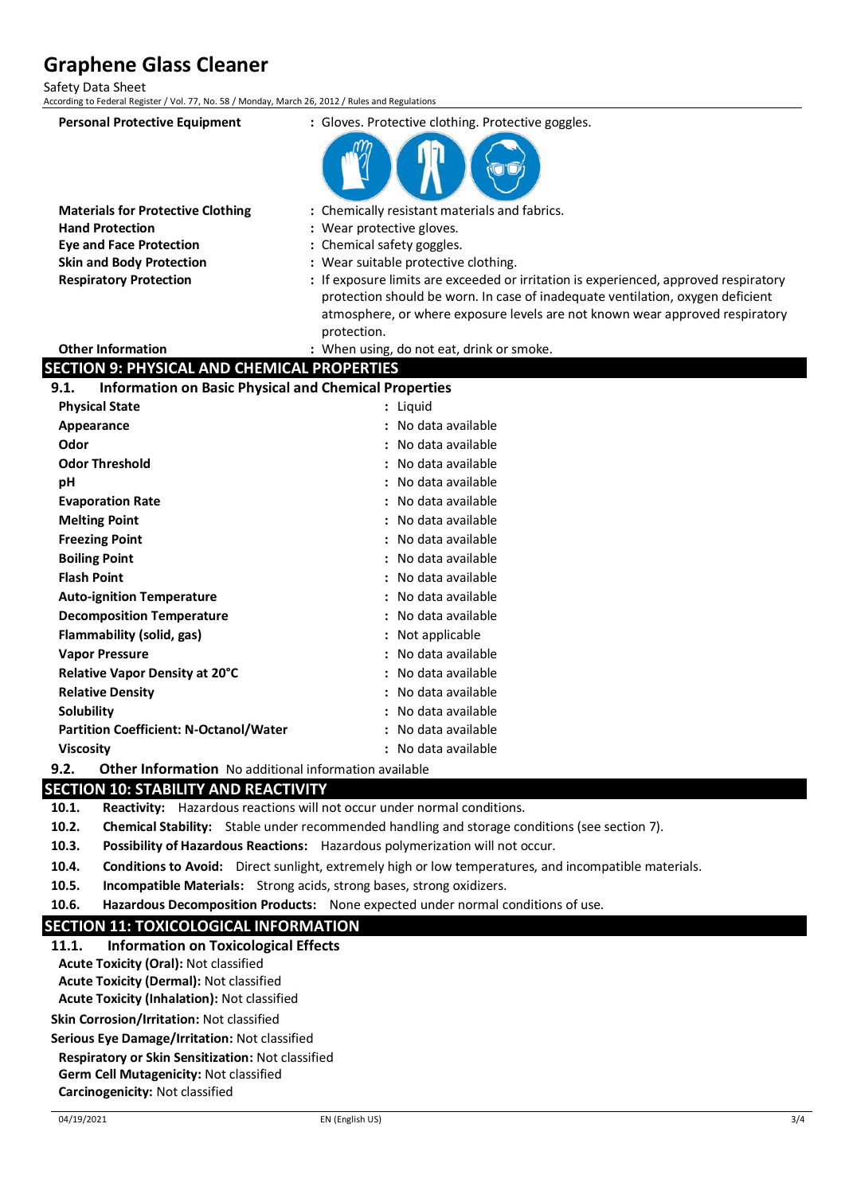**Personal Protective Equipment** : Gloves. Protective clothing. Protective goggles.

**Materials for Protective Clothing** : Chemically resistant materials and fabrics.

**Hand Protection** : Wear protective gloves.

**Eye and Face Protection** : Chemical safety goggles.

**Skin and Body Protection** : Wear suitable protective clothing.

**Respiratory Protection** : If exposure limits are exceeded or irritation is experienced, approved respiratory protection should be worn. In case of inadequate ventilation, oxygen deficient atmosphere, or where exposure levels are not known wear approved respiratory protection.

**Other Information** : When using, do not eat, drink or smoke.

## SECTION 9: PHYSICAL AND CHEMICAL PROPERTIES

### 9.1. Information on Basic Physical and Chemical Properties

| Property | Value |
|---|---|
| **Physical State** | Liquid |
| **Appearance** | No data available |
| **Odor** | No data available |
| **Odor Threshold** | No data available |
| **pH** | No data available |
| **Evaporation Rate** | No data available |
| **Melting Point** | No data available |
| **Freezing Point** | No data available |
| **Boiling Point** | No data available |
| **Flash Point** | No data available |
| **Auto-ignition Temperature** | No data available |
| **Decomposition Temperature** | No data available |
| **Flammability (solid, gas)** | Not applicable |
| **Vapor Pressure** | No data available |
| **Relative Vapor Density at 20°C** | No data available |
| **Relative Density** | No data available |
| **Solubility** | No data available |
| **Partition Coefficient: N-Octanol/Water** | No data available |
| **Viscosity** | No data available |

### 9.2. Other Information

No additional information available

## SECTION 10: STABILITY AND REACTIVITY

**10.1. Reactivity:** Hazardous reactions will not occur under normal conditions.

**10.2. Chemical Stability:** Stable under recommended handling and storage conditions (see section 7).

**10.3. Possibility of Hazardous Reactions:** Hazardous polymerization will not occur.

**10.4. Conditions to Avoid:** Direct sunlight, extremely high or low temperatures, and incompatible materials.

**10.5. Incompatible Materials:** Strong acids, strong bases, strong oxidizers.

**10.6. Hazardous Decomposition Products:** None expected under normal conditions of use.

## SECTION 11: TOXICOLOGICAL INFORMATION

### 11.1. Information on Toxicological Effects

**Acute Toxicity (Oral):** Not classified

**Acute Toxicity (Dermal):** Not classified

**Acute Toxicity (Inhalation):** Not classified

**Skin Corrosion/Irritation:** Not classified

**Serious Eye Damage/Irritation:** Not classified

**Respiratory or Skin Sensitization:** Not classified

**Germ Cell Mutagenicity:** Not classified

**Carcinogenicity:** Not classified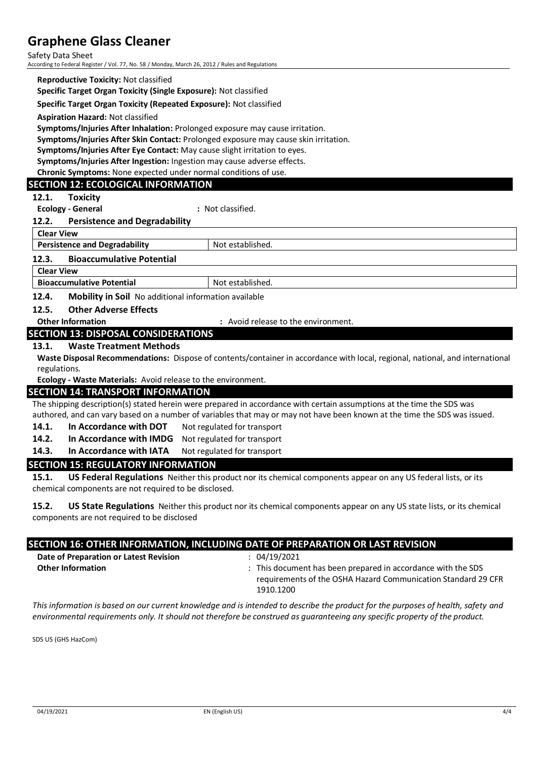**Reproductive Toxicity:** Not classified

**Specific Target Organ Toxicity (Single Exposure):** Not classified

**Specific Target Organ Toxicity (Repeated Exposure):** Not classified

**Aspiration Hazard:** Not classified

**Symptoms/Injuries After Inhalation:** Prolonged exposure may cause irritation.

**Symptoms/Injuries After Skin Contact:** Prolonged exposure may cause skin irritation.

**Symptoms/Injuries After Eye Contact:** May cause slight irritation to eyes.

**Symptoms/Injuries After Ingestion:** Ingestion may cause adverse effects.

**Chronic Symptoms:** None expected under normal conditions of use.

## SECTION 12: ECOLOGICAL INFORMATION

### 12.1. Toxicity

**Ecology - General** : Not classified.

### 12.2. Persistence and Degradability

| **Clear View** | |
|---|---|
| **Persistence and Degradability** | Not established. |

### 12.3. Bioaccumulative Potential

| **Clear View** | |
|---|---|
| **Bioaccumulative Potential** | Not established. |

### 12.4. Mobility in Soil

No additional information available

### 12.5. Other Adverse Effects

**Other Information** : Avoid release to the environment.

## SECTION 13: DISPOSAL CONSIDERATIONS

### 13.1. Waste Treatment Methods

**Waste Disposal Recommendations:** Dispose of contents/container in accordance with local, regional, national, and international regulations.

**Ecology - Waste Materials:** Avoid release to the environment.

## SECTION 14: TRANSPORT INFORMATION

The shipping description(s) stated herein were prepared in accordance with certain assumptions at the time the SDS was authored, and can vary based on a number of variables that may or may not have been known at the time the SDS was issued.

**14.1. In Accordance with DOT** Not regulated for transport

**14.2. In Accordance with IMDG** Not regulated for transport

**14.3. In Accordance with IATA** Not regulated for transport

## SECTION 15: REGULATORY INFORMATION

**15.1. US Federal Regulations** Neither this product nor its chemical components appear on any US federal lists, or its chemical components are not required to be disclosed.

**15.2. US State Regulations** Neither this product nor its chemical components appear on any US state lists, or its chemical components are not required to be disclosed

## SECTION 16: OTHER INFORMATION, INCLUDING DATE OF PREPARATION OR LAST REVISION

**Date of Preparation or Latest Revision** : 04/19/2021

**Other Information** : This document has been prepared in accordance with the SDS requirements of the OSHA Hazard Communication Standard 29 CFR 1910.1200

*This information is based on our current knowledge and is intended to describe the product for the purposes of health, safety and environmental requirements only. It should not therefore be construed as guaranteeing any specific property of the product.*

SDS US (GHS HazCom)